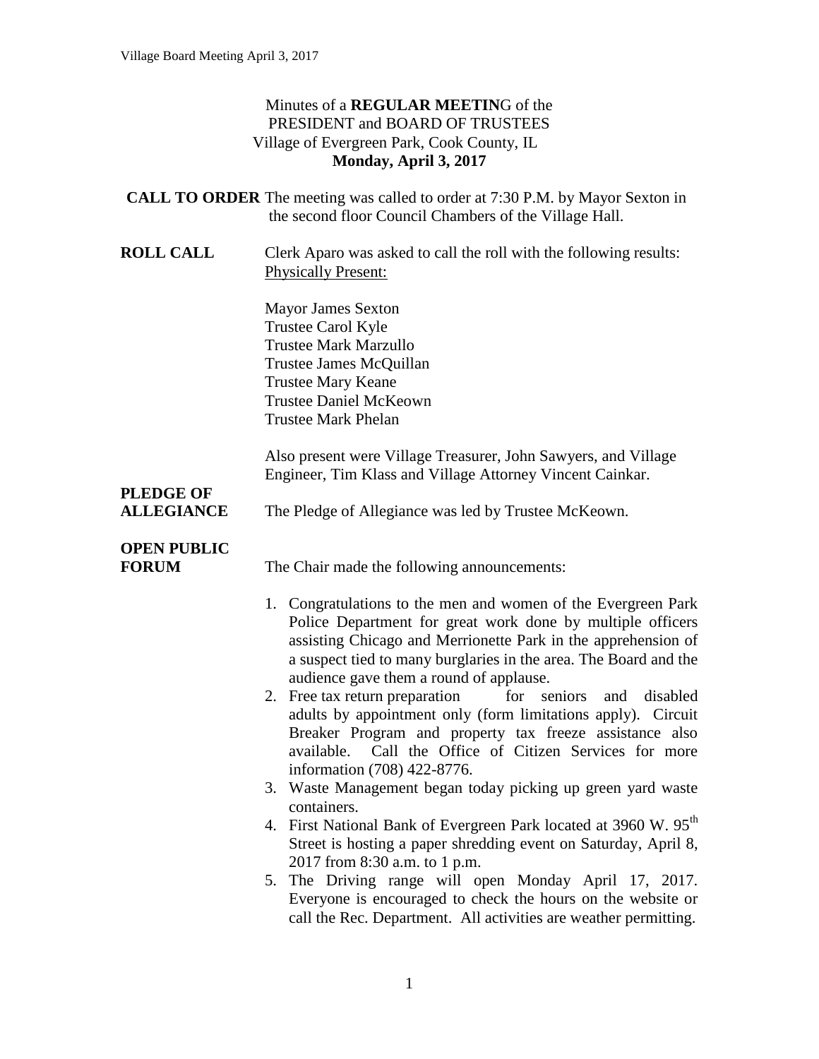Minutes of a **REGULAR MEETIN**G of the
PRESIDENT and BOARD OF TRUSTEES
Village of Evergreen Park, Cook County, IL
**Monday, April 3, 2017**

**CALL TO ORDER** The meeting was called to order at 7:30 P.M. by Mayor Sexton in the second floor Council Chambers of the Village Hall.

**ROLL CALL** Clerk Aparo was asked to call the roll with the following results:
Physically Present:

Mayor James Sexton
Trustee Carol Kyle
Trustee Mark Marzullo
Trustee James McQuillan
Trustee Mary Keane
Trustee Daniel McKeown
Trustee Mark Phelan

Also present were Village Treasurer, John Sawyers, and Village Engineer, Tim Klass and Village Attorney Vincent Cainkar.

**PLEDGE OF ALLEGIANCE** The Pledge of Allegiance was led by Trustee McKeown.

**OPEN PUBLIC FORUM** The Chair made the following announcements:

1. Congratulations to the men and women of the Evergreen Park Police Department for great work done by multiple officers assisting Chicago and Merrionette Park in the apprehension of a suspect tied to many burglaries in the area. The Board and the audience gave them a round of applause.
2. Free tax return preparation for seniors and disabled adults by appointment only (form limitations apply). Circuit Breaker Program and property tax freeze assistance also available. Call the Office of Citizen Services for more information (708) 422-8776.
3. Waste Management began today picking up green yard waste containers.
4. First National Bank of Evergreen Park located at 3960 W. 95th Street is hosting a paper shredding event on Saturday, April 8, 2017 from 8:30 a.m. to 1 p.m.
5. The Driving range will open Monday April 17, 2017. Everyone is encouraged to check the hours on the website or call the Rec. Department. All activities are weather permitting.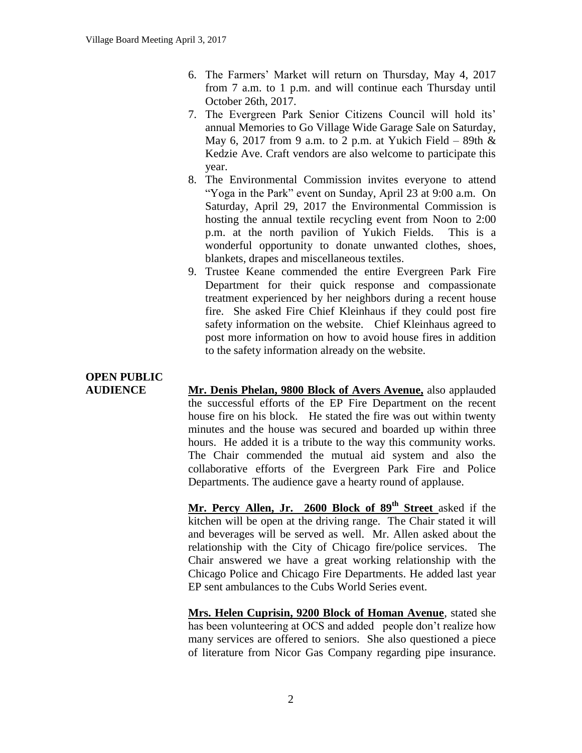6. The Farmers' Market will return on Thursday, May 4, 2017 from 7 a.m. to 1 p.m. and will continue each Thursday until October 26th, 2017.
7. The Evergreen Park Senior Citizens Council will hold its' annual Memories to Go Village Wide Garage Sale on Saturday, May 6, 2017 from 9 a.m. to 2 p.m. at Yukich Field – 89th & Kedzie Ave. Craft vendors are also welcome to participate this year.
8. The Environmental Commission invites everyone to attend "Yoga in the Park" event on Sunday, April 23 at 9:00 a.m. On Saturday, April 29, 2017 the Environmental Commission is hosting the annual textile recycling event from Noon to 2:00 p.m. at the north pavilion of Yukich Fields. This is a wonderful opportunity to donate unwanted clothes, shoes, blankets, drapes and miscellaneous textiles.
9. Trustee Keane commended the entire Evergreen Park Fire Department for their quick response and compassionate treatment experienced by her neighbors during a recent house fire. She asked Fire Chief Kleinhaus if they could post fire safety information on the website. Chief Kleinhaus agreed to post more information on how to avoid house fires in addition to the safety information already on the website.

**OPEN PUBLIC AUDIENCE**

**Mr. Denis Phelan, 9800 Block of Avers Avenue,** also applauded the successful efforts of the EP Fire Department on the recent house fire on his block. He stated the fire was out within twenty minutes and the house was secured and boarded up within three hours. He added it is a tribute to the way this community works. The Chair commended the mutual aid system and also the collaborative efforts of the Evergreen Park Fire and Police Departments. The audience gave a hearty round of applause.

**Mr. Percy Allen, Jr. 2600 Block of 89th Street** asked if the kitchen will be open at the driving range. The Chair stated it will and beverages will be served as well. Mr. Allen asked about the relationship with the City of Chicago fire/police services. The Chair answered we have a great working relationship with the Chicago Police and Chicago Fire Departments. He added last year EP sent ambulances to the Cubs World Series event.

**Mrs. Helen Cuprisin, 9200 Block of Homan Avenue**, stated she has been volunteering at OCS and added people don't realize how many services are offered to seniors. She also questioned a piece of literature from Nicor Gas Company regarding pipe insurance.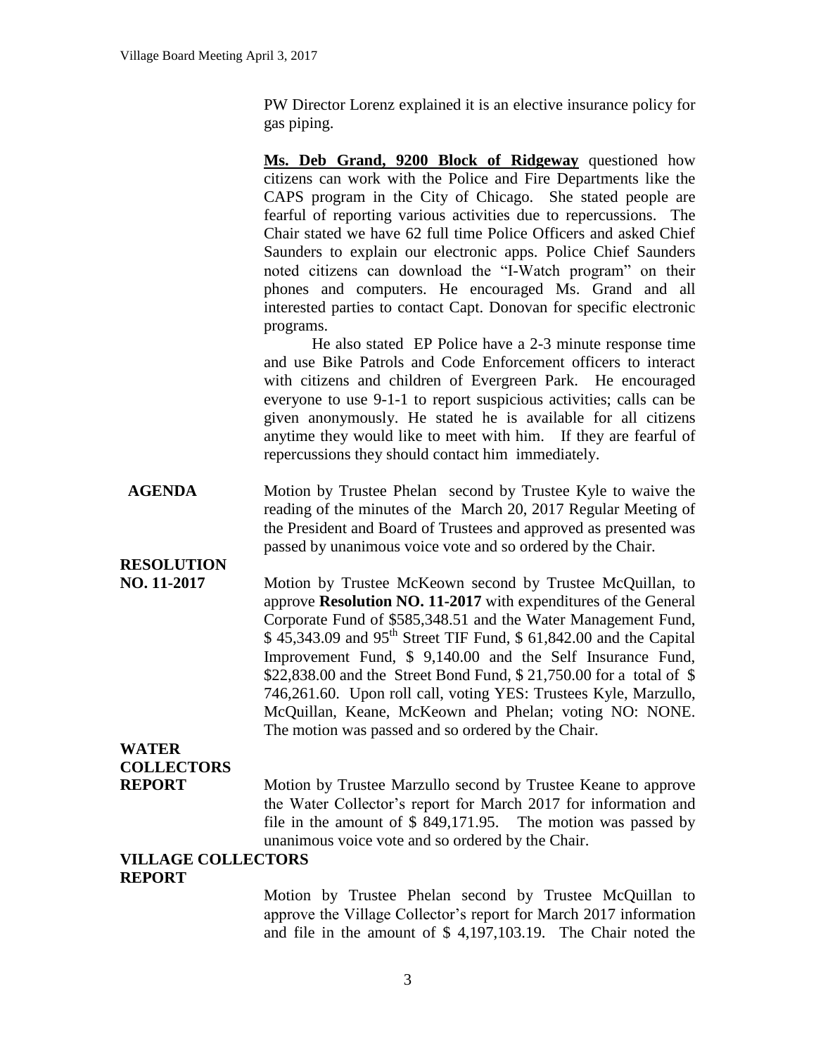PW Director Lorenz explained it is an elective insurance policy for gas piping.

**Ms. Deb Grand, 9200 Block of Ridgeway** questioned how citizens can work with the Police and Fire Departments like the CAPS program in the City of Chicago. She stated people are fearful of reporting various activities due to repercussions. The Chair stated we have 62 full time Police Officers and asked Chief Saunders to explain our electronic apps. Police Chief Saunders noted citizens can download the "I-Watch program" on their phones and computers. He encouraged Ms. Grand and all interested parties to contact Capt. Donovan for specific electronic programs.

He also stated EP Police have a 2-3 minute response time and use Bike Patrols and Code Enforcement officers to interact with citizens and children of Evergreen Park. He encouraged everyone to use 9-1-1 to report suspicious activities; calls can be given anonymously. He stated he is available for all citizens anytime they would like to meet with him. If they are fearful of repercussions they should contact him immediately.

**AGENDA**

Motion by Trustee Phelan second by Trustee Kyle to waive the reading of the minutes of the March 20, 2017 Regular Meeting of the President and Board of Trustees and approved as presented was passed by unanimous voice vote and so ordered by the Chair.

**RESOLUTION NO. 11-2017**

Motion by Trustee McKeown second by Trustee McQuillan, to approve **Resolution NO. 11-2017** with expenditures of the General Corporate Fund of \$585,348.51 and the Water Management Fund, \$ 45,343.09 and 95th Street TIF Fund, \$ 61,842.00 and the Capital Improvement Fund, \$ 9,140.00 and the Self Insurance Fund, \$22,838.00 and the Street Bond Fund, \$ 21,750.00 for a total of \$ 746,261.60. Upon roll call, voting YES: Trustees Kyle, Marzullo, McQuillan, Keane, McKeown and Phelan; voting NO: NONE. The motion was passed and so ordered by the Chair.

**WATER COLLECTORS REPORT**

Motion by Trustee Marzullo second by Trustee Keane to approve the Water Collector's report for March 2017 for information and file in the amount of \$ 849,171.95. The motion was passed by unanimous voice vote and so ordered by the Chair.

**VILLAGE COLLECTORS REPORT**

Motion by Trustee Phelan second by Trustee McQuillan to approve the Village Collector's report for March 2017 information and file in the amount of \$ 4,197,103.19. The Chair noted the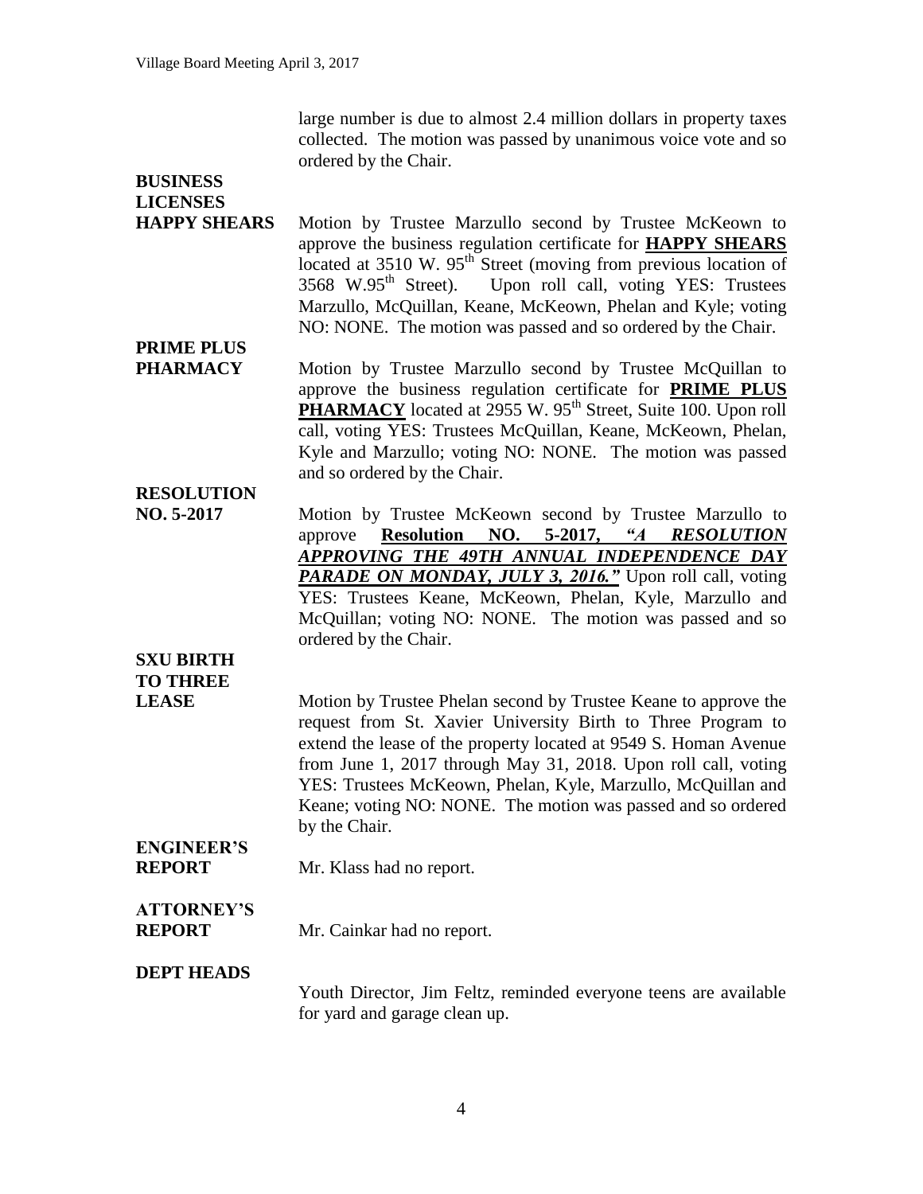large number is due to almost 2.4 million dollars in property taxes collected. The motion was passed by unanimous voice vote and so ordered by the Chair.

**BUSINESS LICENSES**

**HAPPY SHEARS** Motion by Trustee Marzullo second by Trustee McKeown to approve the business regulation certificate for **HAPPY SHEARS** located at 3510 W. 95th Street (moving from previous location of 3568 W.95th Street). Upon roll call, voting YES: Trustees Marzullo, McQuillan, Keane, McKeown, Phelan and Kyle; voting NO: NONE. The motion was passed and so ordered by the Chair.

**PRIME PLUS PHARMACY** Motion by Trustee Marzullo second by Trustee McQuillan to approve the business regulation certificate for **PRIME PLUS PHARMACY** located at 2955 W. 95th Street, Suite 100. Upon roll call, voting YES: Trustees McQuillan, Keane, McKeown, Phelan, Kyle and Marzullo; voting NO: NONE. The motion was passed and so ordered by the Chair.

**RESOLUTION NO. 5-2017** Motion by Trustee McKeown second by Trustee Marzullo to approve **Resolution NO. 5-2017, *"A RESOLUTION APPROVING THE 49TH ANNUAL INDEPENDENCE DAY PARADE ON MONDAY, JULY 3, 2016."*** Upon roll call, voting YES: Trustees Keane, McKeown, Phelan, Kyle, Marzullo and McQuillan; voting NO: NONE. The motion was passed and so ordered by the Chair.

**SXU BIRTH TO THREE LEASE** Motion by Trustee Phelan second by Trustee Keane to approve the request from St. Xavier University Birth to Three Program to extend the lease of the property located at 9549 S. Homan Avenue from June 1, 2017 through May 31, 2018. Upon roll call, voting YES: Trustees McKeown, Phelan, Kyle, Marzullo, McQuillan and Keane; voting NO: NONE. The motion was passed and so ordered by the Chair.

**ENGINEER'S REPORT** Mr. Klass had no report.

**ATTORNEY'S REPORT** Mr. Cainkar had no report.

**DEPT HEADS** Youth Director, Jim Feltz, reminded everyone teens are available for yard and garage clean up.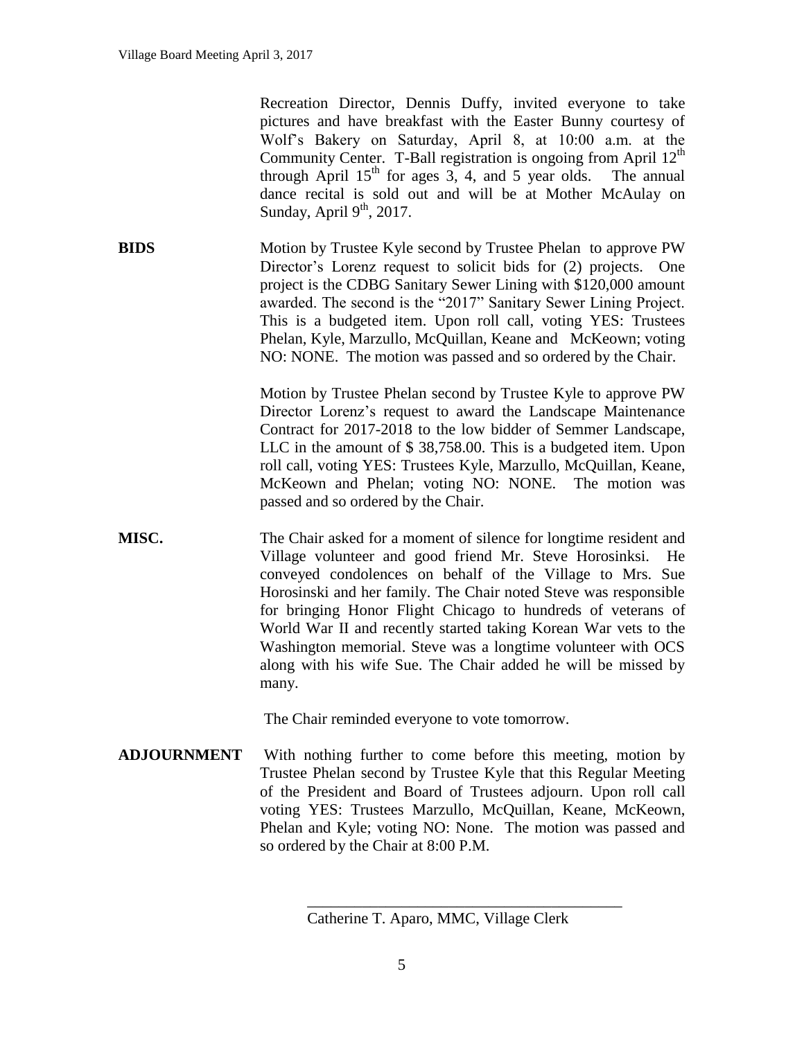Recreation Director, Dennis Duffy, invited everyone to take pictures and have breakfast with the Easter Bunny courtesy of Wolf's Bakery on Saturday, April 8, at 10:00 a.m. at the Community Center. T-Ball registration is ongoing from April 12th through April 15th for ages 3, 4, and 5 year olds. The annual dance recital is sold out and will be at Mother McAulay on Sunday, April 9th, 2017.

**BIDS** Motion by Trustee Kyle second by Trustee Phelan to approve PW Director's Lorenz request to solicit bids for (2) projects. One project is the CDBG Sanitary Sewer Lining with $120,000 amount awarded. The second is the "2017" Sanitary Sewer Lining Project. This is a budgeted item. Upon roll call, voting YES: Trustees Phelan, Kyle, Marzullo, McQuillan, Keane and McKeown; voting NO: NONE. The motion was passed and so ordered by the Chair.

Motion by Trustee Phelan second by Trustee Kyle to approve PW Director Lorenz's request to award the Landscape Maintenance Contract for 2017-2018 to the low bidder of Semmer Landscape, LLC in the amount of $ 38,758.00. This is a budgeted item. Upon roll call, voting YES: Trustees Kyle, Marzullo, McQuillan, Keane, McKeown and Phelan; voting NO: NONE. The motion was passed and so ordered by the Chair.

**MISC.** The Chair asked for a moment of silence for longtime resident and Village volunteer and good friend Mr. Steve Horosinksi. He conveyed condolences on behalf of the Village to Mrs. Sue Horosinski and her family. The Chair noted Steve was responsible for bringing Honor Flight Chicago to hundreds of veterans of World War II and recently started taking Korean War vets to the Washington memorial. Steve was a longtime volunteer with OCS along with his wife Sue. The Chair added he will be missed by many.

The Chair reminded everyone to vote tomorrow.

**ADJOURNMENT** With nothing further to come before this meeting, motion by Trustee Phelan second by Trustee Kyle that this Regular Meeting of the President and Board of Trustees adjourn. Upon roll call voting YES: Trustees Marzullo, McQuillan, Keane, McKeown, Phelan and Kyle; voting NO: None. The motion was passed and so ordered by the Chair at 8:00 P.M.

\_\_\_\_\_\_\_\_\_\_\_\_\_\_\_\_\_\_\_\_\_\_\_\_\_\_\_\_\_\_\_\_\_\_\_\_\_\_\_\_

Catherine T. Aparo, MMC, Village Clerk